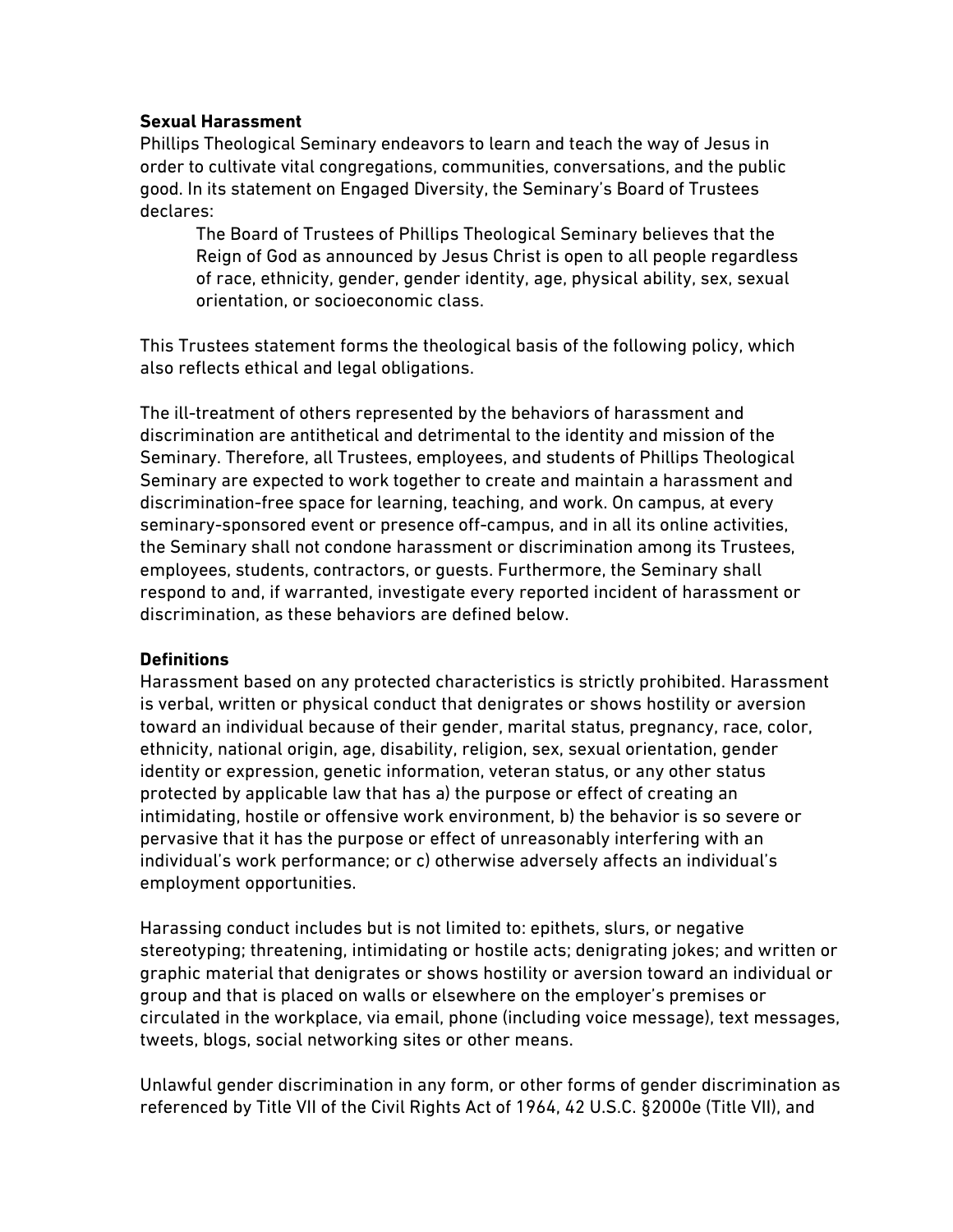**Sexual Harassment**

Phillips Theological Seminary endeavors to learn and teach the way of Jesus in order to cultivate vital congregations, communities, conversations, and the public good. In its statement on Engaged Diversity, the Seminary's Board of Trustees declares:

> The Board of Trustees of Phillips Theological Seminary believes that the Reign of God as announced by Jesus Christ is open to all people regardless of race, ethnicity, gender, gender identity, age, physical ability, sex, sexual orientation, or socioeconomic class.

This Trustees statement forms the theological basis of the following policy, which also reflects ethical and legal obligations.

The ill-treatment of others represented by the behaviors of harassment and discrimination are antithetical and detrimental to the identity and mission of the Seminary. Therefore, all Trustees, employees, and students of Phillips Theological Seminary are expected to work together to create and maintain a harassment and discrimination-free space for learning, teaching, and work. On campus, at every seminary-sponsored event or presence off-campus, and in all its online activities, the Seminary shall not condone harassment or discrimination among its Trustees, employees, students, contractors, or guests. Furthermore, the Seminary shall respond to and, if warranted, investigate every reported incident of harassment or discrimination, as these behaviors are defined below.

**Definitions**

Harassment based on any protected characteristics is strictly prohibited. Harassment is verbal, written or physical conduct that denigrates or shows hostility or aversion toward an individual because of their gender, marital status, pregnancy, race, color, ethnicity, national origin, age, disability, religion, sex, sexual orientation, gender identity or expression, genetic information, veteran status, or any other status protected by applicable law that has a) the purpose or effect of creating an intimidating, hostile or offensive work environment, b) the behavior is so severe or pervasive that it has the purpose or effect of unreasonably interfering with an individual's work performance; or c) otherwise adversely affects an individual's employment opportunities.

Harassing conduct includes but is not limited to: epithets, slurs, or negative stereotyping; threatening, intimidating or hostile acts; denigrating jokes; and written or graphic material that denigrates or shows hostility or aversion toward an individual or group and that is placed on walls or elsewhere on the employer's premises or circulated in the workplace, via email, phone (including voice message), text messages, tweets, blogs, social networking sites or other means.

Unlawful gender discrimination in any form, or other forms of gender discrimination as referenced by Title VII of the Civil Rights Act of 1964, 42 U.S.C. §2000e (Title VII), and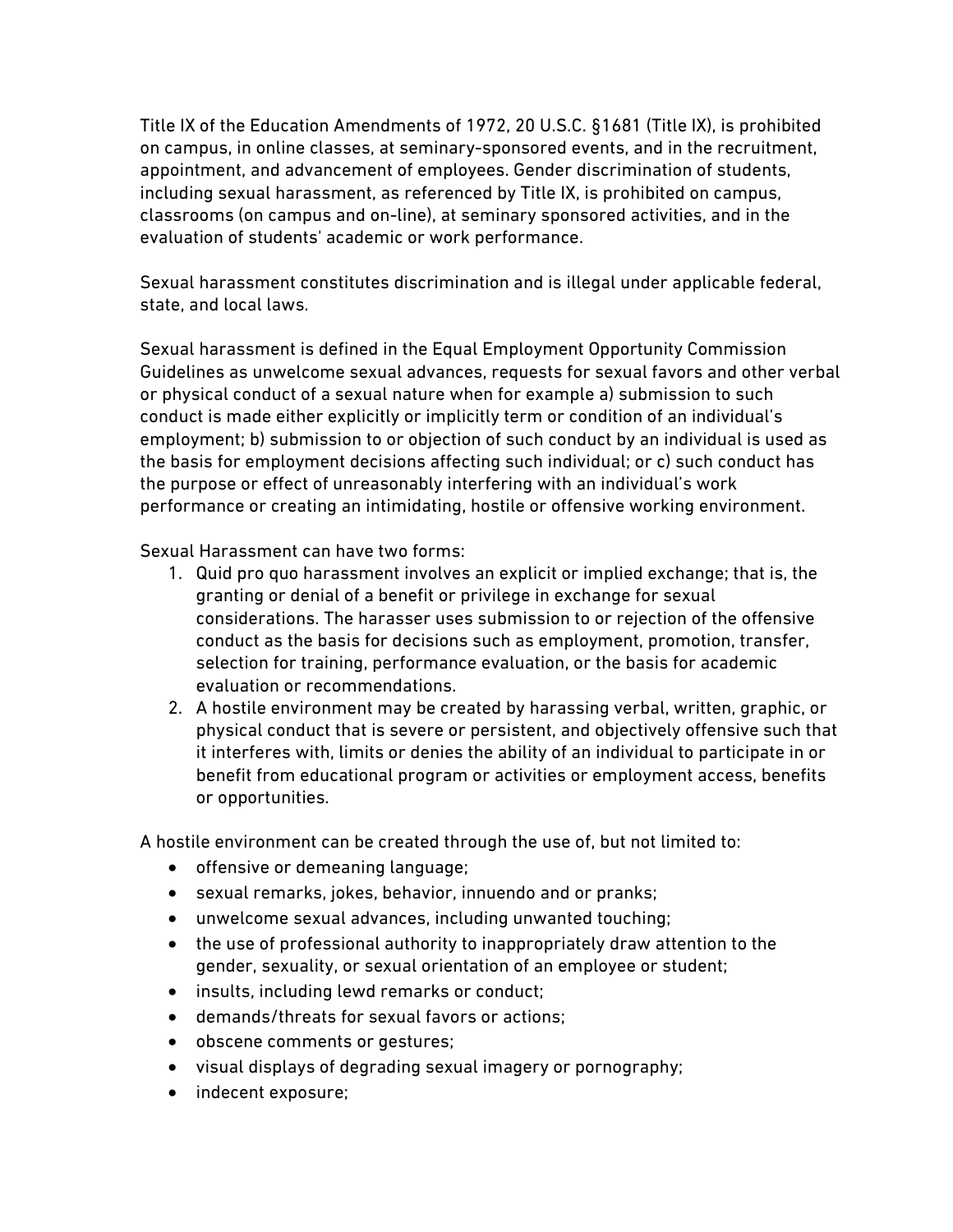Title IX of the Education Amendments of 1972, 20 U.S.C. §1681 (Title IX), is prohibited on campus, in online classes, at seminary-sponsored events, and in the recruitment, appointment, and advancement of employees. Gender discrimination of students, including sexual harassment, as referenced by Title IX, is prohibited on campus, classrooms (on campus and on-line), at seminary sponsored activities, and in the evaluation of students' academic or work performance.

Sexual harassment constitutes discrimination and is illegal under applicable federal, state, and local laws.

Sexual harassment is defined in the Equal Employment Opportunity Commission Guidelines as unwelcome sexual advances, requests for sexual favors and other verbal or physical conduct of a sexual nature when for example a) submission to such conduct is made either explicitly or implicitly term or condition of an individual's employment; b) submission to or objection of such conduct by an individual is used as the basis for employment decisions affecting such individual; or c) such conduct has the purpose or effect of unreasonably interfering with an individual's work performance or creating an intimidating, hostile or offensive working environment.

Sexual Harassment can have two forms:

1. Quid pro quo harassment involves an explicit or implied exchange; that is, the granting or denial of a benefit or privilege in exchange for sexual considerations. The harasser uses submission to or rejection of the offensive conduct as the basis for decisions such as employment, promotion, transfer, selection for training, performance evaluation, or the basis for academic evaluation or recommendations.
2. A hostile environment may be created by harassing verbal, written, graphic, or physical conduct that is severe or persistent, and objectively offensive such that it interferes with, limits or denies the ability of an individual to participate in or benefit from educational program or activities or employment access, benefits or opportunities.

A hostile environment can be created through the use of, but not limited to:

- offensive or demeaning language;
- sexual remarks, jokes, behavior, innuendo and or pranks;
- unwelcome sexual advances, including unwanted touching;
- the use of professional authority to inappropriately draw attention to the gender, sexuality, or sexual orientation of an employee or student;
- insults, including lewd remarks or conduct;
- demands/threats for sexual favors or actions;
- obscene comments or gestures;
- visual displays of degrading sexual imagery or pornography;
- indecent exposure;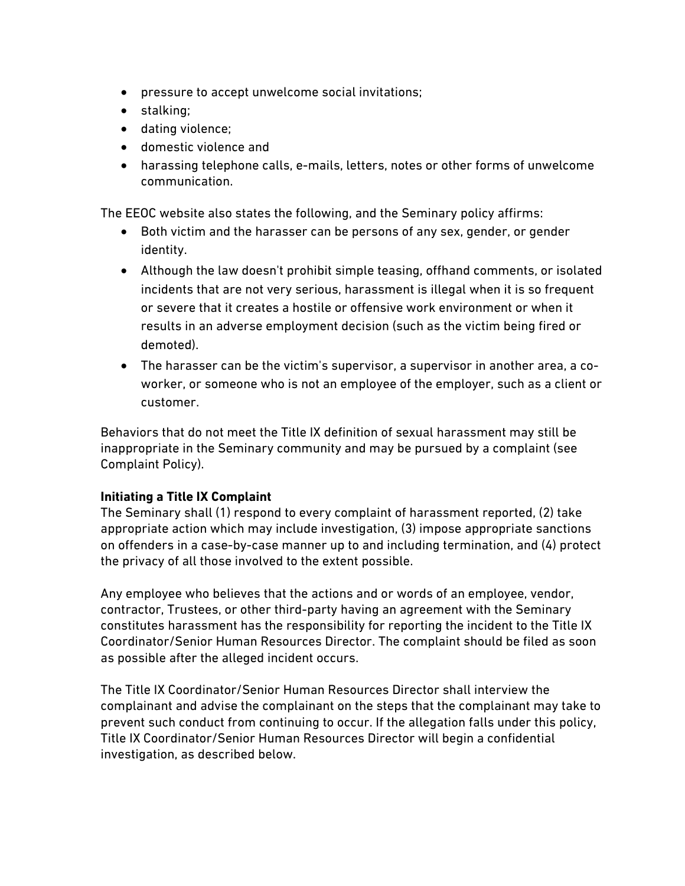- pressure to accept unwelcome social invitations;
- stalking;
- dating violence;
- domestic violence and
- harassing telephone calls, e-mails, letters, notes or other forms of unwelcome communication.

The EEOC website also states the following, and the Seminary policy affirms:

- Both victim and the harasser can be persons of any sex, gender, or gender identity.
- Although the law doesn't prohibit simple teasing, offhand comments, or isolated incidents that are not very serious, harassment is illegal when it is so frequent or severe that it creates a hostile or offensive work environment or when it results in an adverse employment decision (such as the victim being fired or demoted).
- The harasser can be the victim's supervisor, a supervisor in another area, a co-worker, or someone who is not an employee of the employer, such as a client or customer.

Behaviors that do not meet the Title IX definition of sexual harassment may still be inappropriate in the Seminary community and may be pursued by a complaint (see Complaint Policy).

**Initiating a Title IX Complaint**

The Seminary shall (1) respond to every complaint of harassment reported, (2) take appropriate action which may include investigation, (3) impose appropriate sanctions on offenders in a case-by-case manner up to and including termination, and (4) protect the privacy of all those involved to the extent possible.

Any employee who believes that the actions and or words of an employee, vendor, contractor, Trustees, or other third-party having an agreement with the Seminary constitutes harassment has the responsibility for reporting the incident to the Title IX Coordinator/Senior Human Resources Director. The complaint should be filed as soon as possible after the alleged incident occurs.

The Title IX Coordinator/Senior Human Resources Director shall interview the complainant and advise the complainant on the steps that the complainant may take to prevent such conduct from continuing to occur. If the allegation falls under this policy, Title IX Coordinator/Senior Human Resources Director will begin a confidential investigation, as described below.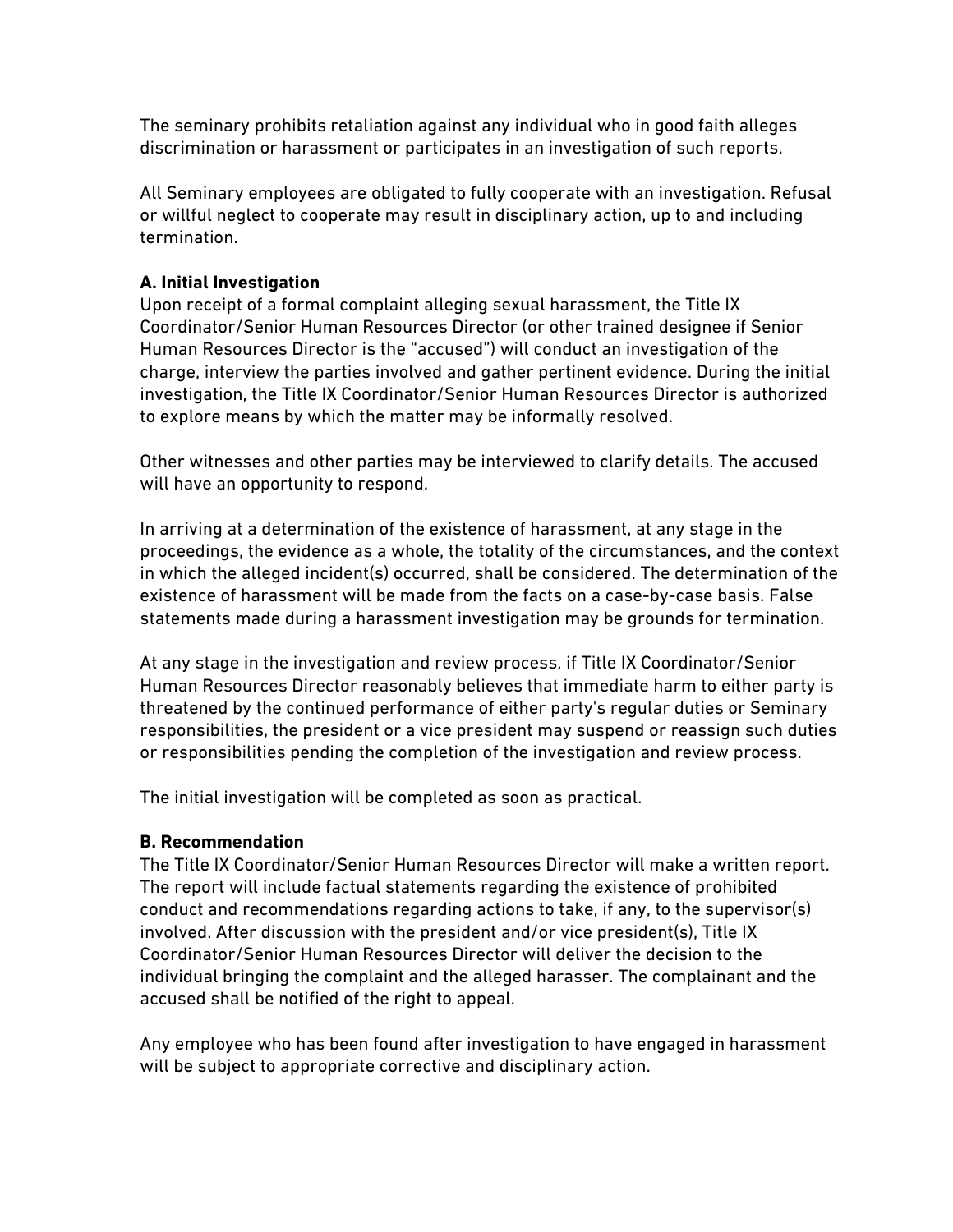The seminary prohibits retaliation against any individual who in good faith alleges discrimination or harassment or participates in an investigation of such reports.

All Seminary employees are obligated to fully cooperate with an investigation. Refusal or willful neglect to cooperate may result in disciplinary action, up to and including termination.

**A. Initial Investigation**

Upon receipt of a formal complaint alleging sexual harassment, the Title IX Coordinator/Senior Human Resources Director (or other trained designee if Senior Human Resources Director is the "accused") will conduct an investigation of the charge, interview the parties involved and gather pertinent evidence. During the initial investigation, the Title IX Coordinator/Senior Human Resources Director is authorized to explore means by which the matter may be informally resolved.

Other witnesses and other parties may be interviewed to clarify details. The accused will have an opportunity to respond.

In arriving at a determination of the existence of harassment, at any stage in the proceedings, the evidence as a whole, the totality of the circumstances, and the context in which the alleged incident(s) occurred, shall be considered. The determination of the existence of harassment will be made from the facts on a case-by-case basis. False statements made during a harassment investigation may be grounds for termination.

At any stage in the investigation and review process, if Title IX Coordinator/Senior Human Resources Director reasonably believes that immediate harm to either party is threatened by the continued performance of either party's regular duties or Seminary responsibilities, the president or a vice president may suspend or reassign such duties or responsibilities pending the completion of the investigation and review process.

The initial investigation will be completed as soon as practical.

**B. Recommendation**

The Title IX Coordinator/Senior Human Resources Director will make a written report. The report will include factual statements regarding the existence of prohibited conduct and recommendations regarding actions to take, if any, to the supervisor(s) involved. After discussion with the president and/or vice president(s), Title IX Coordinator/Senior Human Resources Director will deliver the decision to the individual bringing the complaint and the alleged harasser. The complainant and the accused shall be notified of the right to appeal.

Any employee who has been found after investigation to have engaged in harassment will be subject to appropriate corrective and disciplinary action.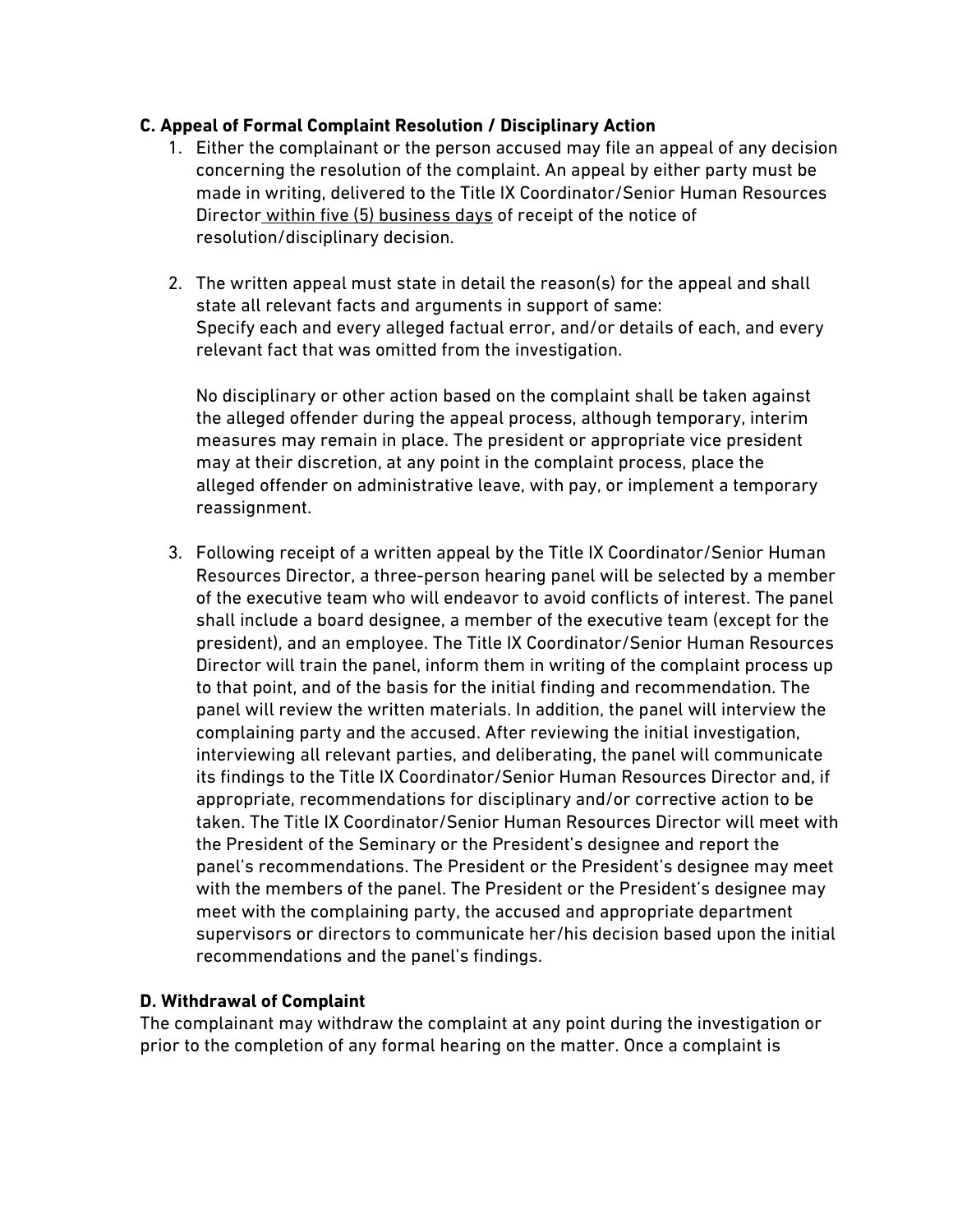**C. Appeal of Formal Complaint Resolution / Disciplinary Action**

1. Either the complainant or the person accused may file an appeal of any decision concerning the resolution of the complaint. An appeal by either party must be made in writing, delivered to the Title IX Coordinator/Senior Human Resources Director <u>within five (5) business days</u> of receipt of the notice of resolution/disciplinary decision.

2. The written appeal must state in detail the reason(s) for the appeal and shall state all relevant facts and arguments in support of same:
   Specify each and every alleged factual error, and/or details of each, and every relevant fact that was omitted from the investigation.

   No disciplinary or other action based on the complaint shall be taken against the alleged offender during the appeal process, although temporary, interim measures may remain in place. The president or appropriate vice president may at their discretion, at any point in the complaint process, place the alleged offender on administrative leave, with pay, or implement a temporary reassignment.

3. Following receipt of a written appeal by the Title IX Coordinator/Senior Human Resources Director, a three-person hearing panel will be selected by a member of the executive team who will endeavor to avoid conflicts of interest. The panel shall include a board designee, a member of the executive team (except for the president), and an employee. The Title IX Coordinator/Senior Human Resources Director will train the panel, inform them in writing of the complaint process up to that point, and of the basis for the initial finding and recommendation. The panel will review the written materials. In addition, the panel will interview the complaining party and the accused. After reviewing the initial investigation, interviewing all relevant parties, and deliberating, the panel will communicate its findings to the Title IX Coordinator/Senior Human Resources Director and, if appropriate, recommendations for disciplinary and/or corrective action to be taken. The Title IX Coordinator/Senior Human Resources Director will meet with the President of the Seminary or the President's designee and report the panel's recommendations. The President or the President's designee may meet with the members of the panel. The President or the President's designee may meet with the complaining party, the accused and appropriate department supervisors or directors to communicate her/his decision based upon the initial recommendations and the panel's findings.

**D. Withdrawal of Complaint**

The complainant may withdraw the complaint at any point during the investigation or prior to the completion of any formal hearing on the matter. Once a complaint is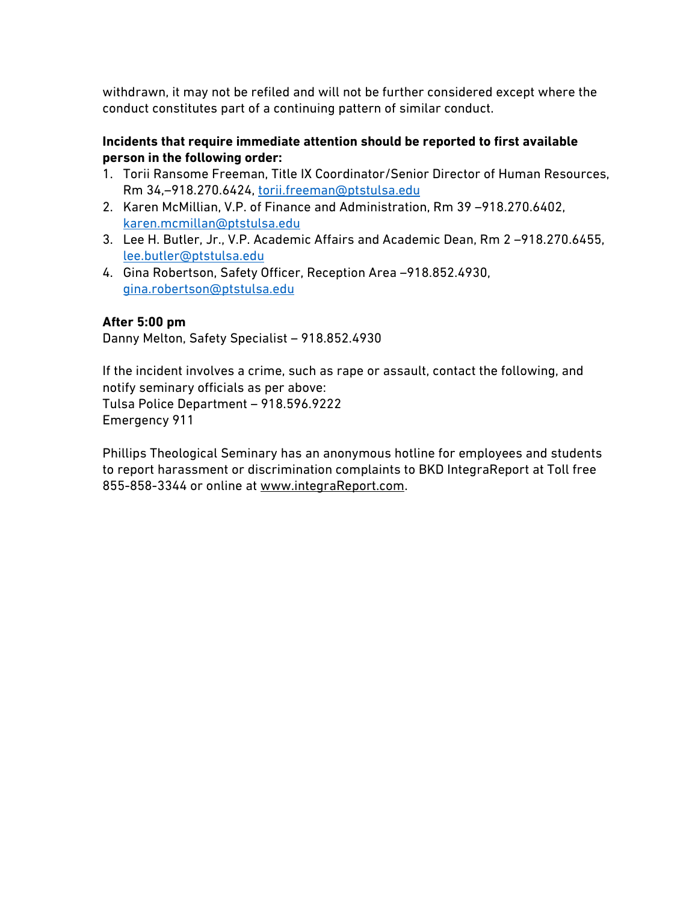withdrawn, it may not be refiled and will not be further considered except where the conduct constitutes part of a continuing pattern of similar conduct.

**Incidents that require immediate attention should be reported to first available person in the following order:**

1. Torii Ransome Freeman, Title IX Coordinator/Senior Director of Human Resources, Rm 34,–918.270.6424, torii.freeman@ptstulsa.edu
2. Karen McMillian, V.P. of Finance and Administration, Rm 39 –918.270.6402, karen.mcmillan@ptstulsa.edu
3. Lee H. Butler, Jr., V.P. Academic Affairs and Academic Dean, Rm 2 –918.270.6455, lee.butler@ptstulsa.edu
4. Gina Robertson, Safety Officer, Reception Area –918.852.4930, gina.robertson@ptstulsa.edu

**After 5:00 pm**

Danny Melton, Safety Specialist – 918.852.4930

If the incident involves a crime, such as rape or assault, contact the following, and notify seminary officials as per above:
Tulsa Police Department – 918.596.9222
Emergency 911

Phillips Theological Seminary has an anonymous hotline for employees and students to report harassment or discrimination complaints to BKD IntegraReport at Toll free 855-858-3344 or online at www.integraReport.com.